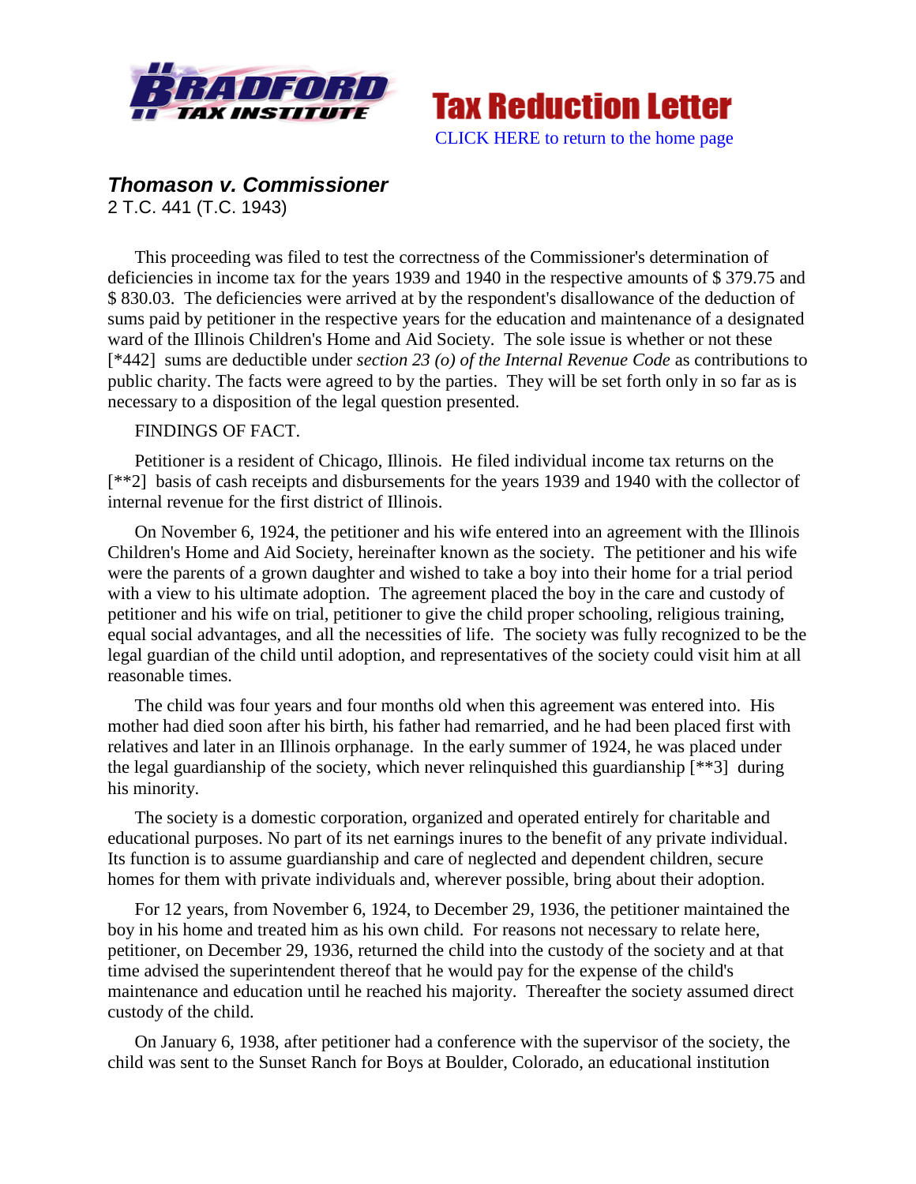**Tax Reduction Letter**

CLICK HERE to return to the home page

## *Thomason v. Commissioner*

2 T.C. 441 (T.C. 1943)

This proceeding was filed to test the correctness of the Commissioner's determination of deficiencies in income tax for the years 1939 and 1940 in the respective amounts of $ 379.75 and $ 830.03. The deficiencies were arrived at by the respondent's disallowance of the deduction of sums paid by petitioner in the respective years for the education and maintenance of a designated ward of the Illinois Children's Home and Aid Society. The sole issue is whether or not these [*442] sums are deductible under *section 23 (o) of the Internal Revenue Code* as contributions to public charity. The facts were agreed to by the parties. They will be set forth only in so far as is necessary to a disposition of the legal question presented.

FINDINGS OF FACT.

Petitioner is a resident of Chicago, Illinois. He filed individual income tax returns on the [**2] basis of cash receipts and disbursements for the years 1939 and 1940 with the collector of internal revenue for the first district of Illinois.

On November 6, 1924, the petitioner and his wife entered into an agreement with the Illinois Children's Home and Aid Society, hereinafter known as the society. The petitioner and his wife were the parents of a grown daughter and wished to take a boy into their home for a trial period with a view to his ultimate adoption. The agreement placed the boy in the care and custody of petitioner and his wife on trial, petitioner to give the child proper schooling, religious training, equal social advantages, and all the necessities of life. The society was fully recognized to be the legal guardian of the child until adoption, and representatives of the society could visit him at all reasonable times.

The child was four years and four months old when this agreement was entered into. His mother had died soon after his birth, his father had remarried, and he had been placed first with relatives and later in an Illinois orphanage. In the early summer of 1924, he was placed under the legal guardianship of the society, which never relinquished this guardianship [**3] during his minority.

The society is a domestic corporation, organized and operated entirely for charitable and educational purposes. No part of its net earnings inures to the benefit of any private individual. Its function is to assume guardianship and care of neglected and dependent children, secure homes for them with private individuals and, wherever possible, bring about their adoption.

For 12 years, from November 6, 1924, to December 29, 1936, the petitioner maintained the boy in his home and treated him as his own child. For reasons not necessary to relate here, petitioner, on December 29, 1936, returned the child into the custody of the society and at that time advised the superintendent thereof that he would pay for the expense of the child's maintenance and education until he reached his majority. Thereafter the society assumed direct custody of the child.

On January 6, 1938, after petitioner had a conference with the supervisor of the society, the child was sent to the Sunset Ranch for Boys at Boulder, Colorado, an educational institution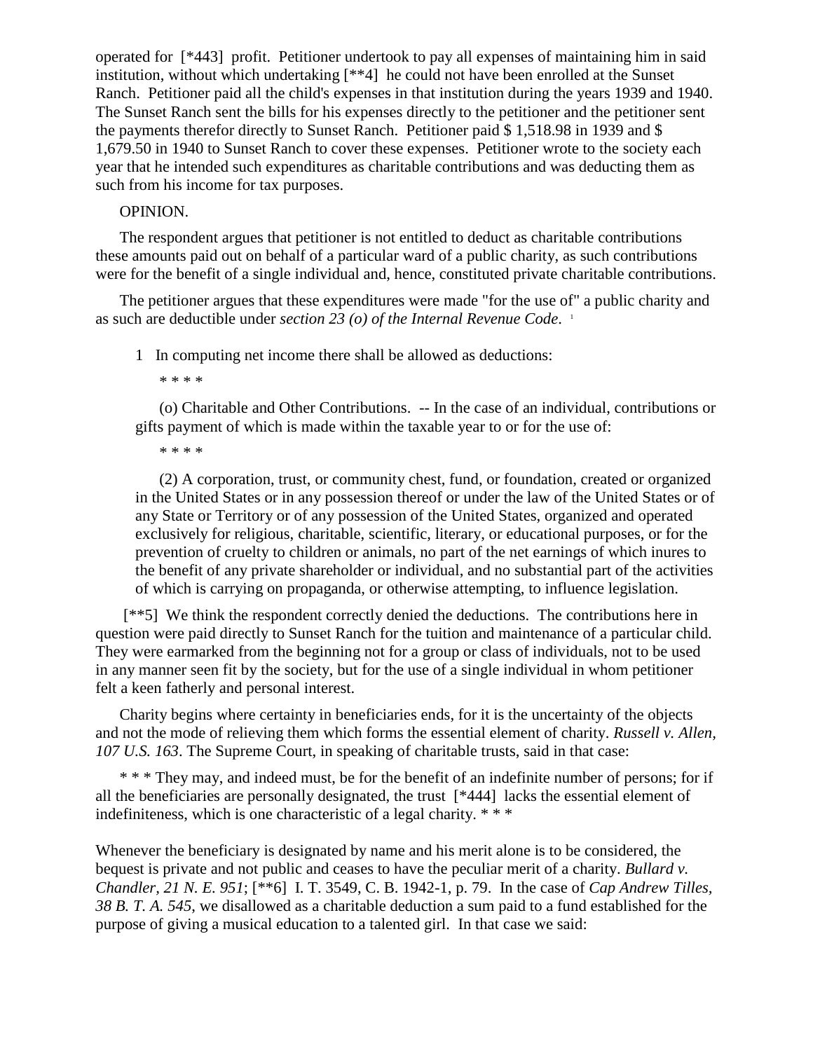operated for [*443] profit. Petitioner undertook to pay all expenses of maintaining him in said institution, without which undertaking [**4] he could not have been enrolled at the Sunset Ranch. Petitioner paid all the child's expenses in that institution during the years 1939 and 1940. The Sunset Ranch sent the bills for his expenses directly to the petitioner and the petitioner sent the payments therefor directly to Sunset Ranch. Petitioner paid $ 1,518.98 in 1939 and $ 1,679.50 in 1940 to Sunset Ranch to cover these expenses. Petitioner wrote to the society each year that he intended such expenditures as charitable contributions and was deducting them as such from his income for tax purposes.

OPINION.

The respondent argues that petitioner is not entitled to deduct as charitable contributions these amounts paid out on behalf of a particular ward of a public charity, as such contributions were for the benefit of a single individual and, hence, constituted private charitable contributions.

The petitioner argues that these expenditures were made "for the use of" a public charity and as such are deductible under *section 23 (o) of the Internal Revenue Code*. [1]

> 1 In computing net income there shall be allowed as deductions:
>
> * * * *
>
> (o) Charitable and Other Contributions. -- In the case of an individual, contributions or gifts payment of which is made within the taxable year to or for the use of:
>
> * * * *
>
> (2) A corporation, trust, or community chest, fund, or foundation, created or organized in the United States or in any possession thereof or under the law of the United States or of any State or Territory or of any possession of the United States, organized and operated exclusively for religious, charitable, scientific, literary, or educational purposes, or for the prevention of cruelty to children or animals, no part of the net earnings of which inures to the benefit of any private shareholder or individual, and no substantial part of the activities of which is carrying on propaganda, or otherwise attempting, to influence legislation.

[**5] We think the respondent correctly denied the deductions. The contributions here in question were paid directly to Sunset Ranch for the tuition and maintenance of a particular child. They were earmarked from the beginning not for a group or class of individuals, not to be used in any manner seen fit by the society, but for the use of a single individual in whom petitioner felt a keen fatherly and personal interest.

Charity begins where certainty in beneficiaries ends, for it is the uncertainty of the objects and not the mode of relieving them which forms the essential element of charity. *Russell v. Allen, 107 U.S. 163*. The Supreme Court, in speaking of charitable trusts, said in that case:

> * * * They may, and indeed must, be for the benefit of an indefinite number of persons; for if all the beneficiaries are personally designated, the trust [*444] lacks the essential element of indefiniteness, which is one characteristic of a legal charity. * * *

Whenever the beneficiary is designated by name and his merit alone is to be considered, the bequest is private and not public and ceases to have the peculiar merit of a charity. *Bullard v. Chandler, 21 N. E. 951*; [**6] I. T. 3549, C. B. 1942-1, p. 79. In the case of *Cap Andrew Tilles, 38 B. T. A. 545*, we disallowed as a charitable deduction a sum paid to a fund established for the purpose of giving a musical education to a talented girl. In that case we said: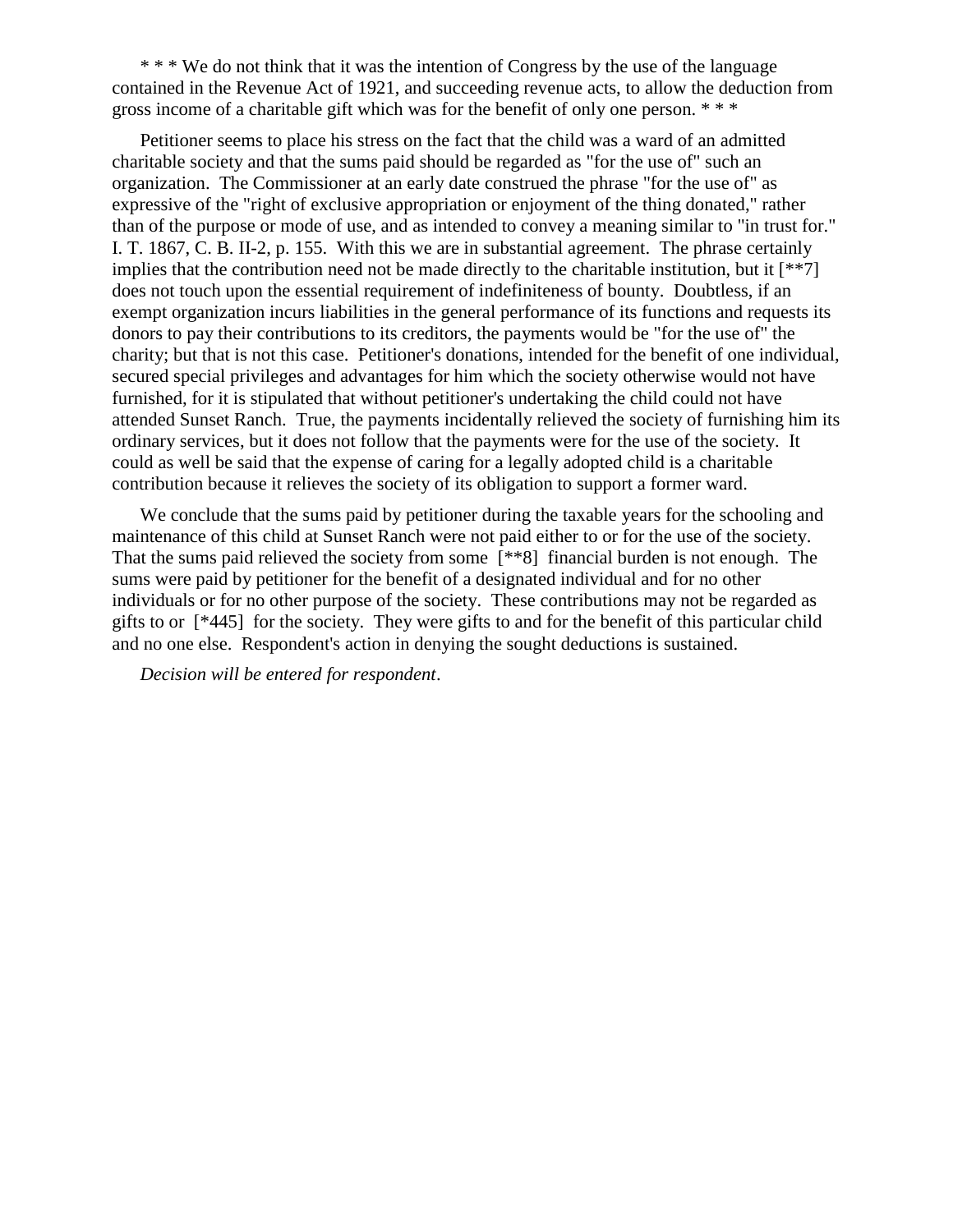* * * We do not think that it was the intention of Congress by the use of the language contained in the Revenue Act of 1921, and succeeding revenue acts, to allow the deduction from gross income of a charitable gift which was for the benefit of only one person. * * *

Petitioner seems to place his stress on the fact that the child was a ward of an admitted charitable society and that the sums paid should be regarded as "for the use of" such an organization. The Commissioner at an early date construed the phrase "for the use of" as expressive of the "right of exclusive appropriation or enjoyment of the thing donated," rather than of the purpose or mode of use, and as intended to convey a meaning similar to "in trust for." I. T. 1867, C. B. II-2, p. 155. With this we are in substantial agreement. The phrase certainly implies that the contribution need not be made directly to the charitable institution, but it [**7] does not touch upon the essential requirement of indefiniteness of bounty. Doubtless, if an exempt organization incurs liabilities in the general performance of its functions and requests its donors to pay their contributions to its creditors, the payments would be "for the use of" the charity; but that is not this case. Petitioner's donations, intended for the benefit of one individual, secured special privileges and advantages for him which the society otherwise would not have furnished, for it is stipulated that without petitioner's undertaking the child could not have attended Sunset Ranch. True, the payments incidentally relieved the society of furnishing him its ordinary services, but it does not follow that the payments were for the use of the society. It could as well be said that the expense of caring for a legally adopted child is a charitable contribution because it relieves the society of its obligation to support a former ward.

We conclude that the sums paid by petitioner during the taxable years for the schooling and maintenance of this child at Sunset Ranch were not paid either to or for the use of the society. That the sums paid relieved the society from some [**8] financial burden is not enough. The sums were paid by petitioner for the benefit of a designated individual and for no other individuals or for no other purpose of the society. These contributions may not be regarded as gifts to or [*445] for the society. They were gifts to and for the benefit of this particular child and no one else. Respondent's action in denying the sought deductions is sustained.

*Decision will be entered for respondent*.